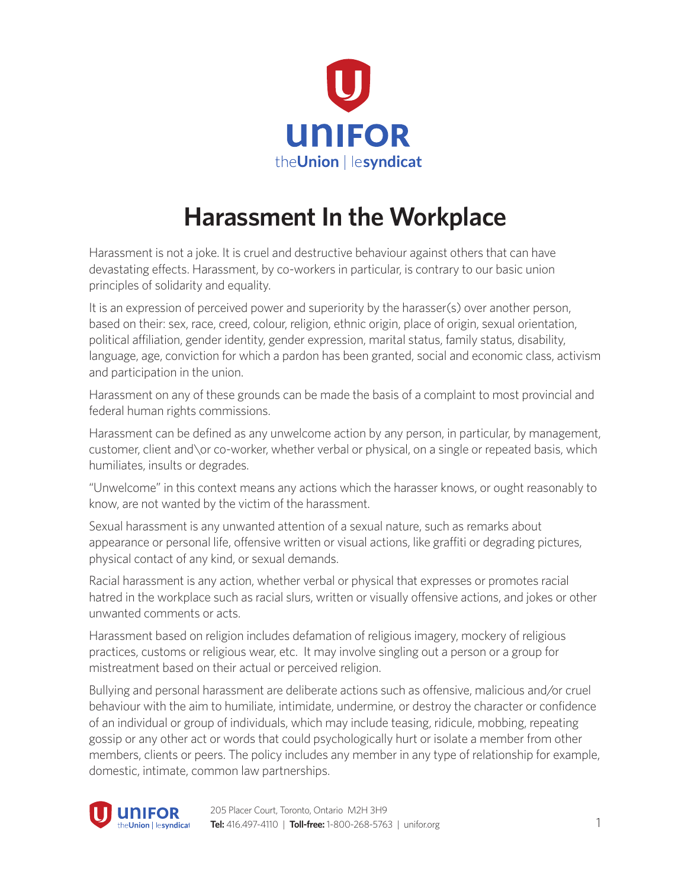# Harassment In the Workplace

Harassment is not a joke. It is cruel and destructive behaviour against others that can have devastating effects. Harassment, by co-workers in particular, is contrary to our basic union principles of solidarity and equality.

It is an expression of perceived power and superiority by the harasser(s) over another person, based on their: sex, race, creed, colour, religion, ethnic origin, place of origin, sexual orientation, political affiliation, gender identity, gender expression, marital status, family status, disability, language, age, conviction for which a pardon has been granted, social and economic class, activism and participation in the union.

Harassment on any of these grounds can be made the basis of a complaint to most provincial and federal human rights commissions.

Harassment can be defined as any unwelcome action by any person, in particular, by management, customer, client and\or co-worker, whether verbal or physical, on a single or repeated basis, which humiliates, insults or degrades.

"Unwelcome" in this context means any actions which the harasser knows, or ought reasonably to know, are not wanted by the victim of the harassment.

Sexual harassment is any unwanted attention of a sexual nature, such as remarks about appearance or personal life, offensive written or visual actions, like graffiti or degrading pictures, physical contact of any kind, or sexual demands.

Racial harassment is any action, whether verbal or physical that expresses or promotes racial hatred in the workplace such as racial slurs, written or visually offensive actions, and jokes or other unwanted comments or acts.

Harassment based on religion includes defamation of religious imagery, mockery of religious practices, customs or religious wear, etc. It may involve singling out a person or a group for mistreatment based on their actual or perceived religion.

Bullying and personal harassment are deliberate actions such as offensive, malicious and/or cruel behaviour with the aim to humiliate, intimidate, undermine, or destroy the character or confidence of an individual or group of individuals, which may include teasing, ridicule, mobbing, repeating gossip or any other act or words that could psychologically hurt or isolate a member from other members, clients or peers. The policy includes any member in any type of relationship for example, domestic, intimate, common law partnerships.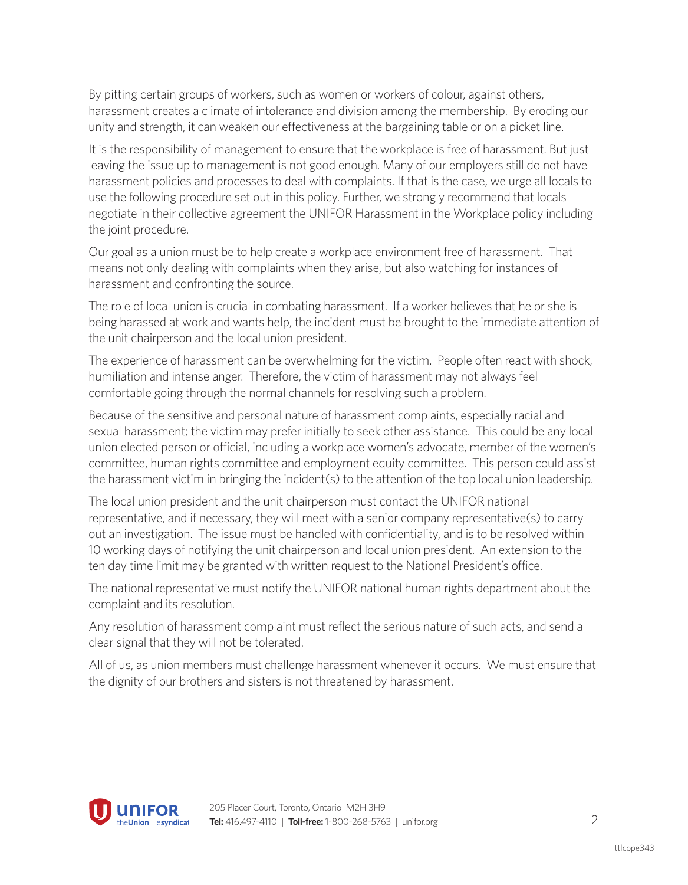By pitting certain groups of workers, such as women or workers of colour, against others, harassment creates a climate of intolerance and division among the membership. By eroding our unity and strength, it can weaken our effectiveness at the bargaining table or on a picket line.

It is the responsibility of management to ensure that the workplace is free of harassment. But just leaving the issue up to management is not good enough. Many of our employers still do not have harassment policies and processes to deal with complaints. If that is the case, we urge all locals to use the following procedure set out in this policy. Further, we strongly recommend that locals negotiate in their collective agreement the UNIFOR Harassment in the Workplace policy including the joint procedure.

Our goal as a union must be to help create a workplace environment free of harassment. That means not only dealing with complaints when they arise, but also watching for instances of harassment and confronting the source.

The role of local union is crucial in combating harassment. If a worker believes that he or she is being harassed at work and wants help, the incident must be brought to the immediate attention of the unit chairperson and the local union president.

The experience of harassment can be overwhelming for the victim. People often react with shock, humiliation and intense anger. Therefore, the victim of harassment may not always feel comfortable going through the normal channels for resolving such a problem.

Because of the sensitive and personal nature of harassment complaints, especially racial and sexual harassment; the victim may prefer initially to seek other assistance. This could be any local union elected person or official, including a workplace women's advocate, member of the women's committee, human rights committee and employment equity committee. This person could assist the harassment victim in bringing the incident(s) to the attention of the top local union leadership.

The local union president and the unit chairperson must contact the UNIFOR national representative, and if necessary, they will meet with a senior company representative(s) to carry out an investigation. The issue must be handled with confidentiality, and is to be resolved within 10 working days of notifying the unit chairperson and local union president. An extension to the ten day time limit may be granted with written request to the National President's office.

The national representative must notify the UNIFOR national human rights department about the complaint and its resolution.

Any resolution of harassment complaint must reflect the serious nature of such acts, and send a clear signal that they will not be tolerated.

All of us, as union members must challenge harassment whenever it occurs. We must ensure that the dignity of our brothers and sisters is not threatened by harassment.